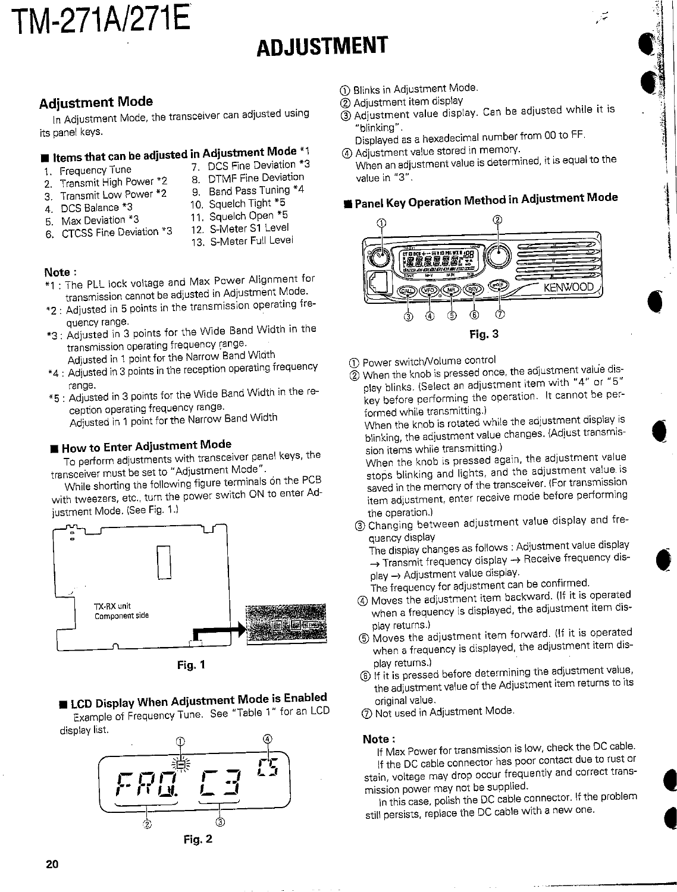# TM-271A/271E

# ADJUSTMENT

## Adjustment Mode

In Adjustment Mode, the transceiver can adjusted using its panel keys.

### ■ Items that can be adjusted in Adjustment Mode *1

1. Frequency Tune
2. Transmit High Power *2
3. Transmit Low Power *2
4. DCS Balance *3
5. Max Deviation *3
6. CTCSS Fine Deviation *3
7. DCS Fine Deviation *3
8. DTMF Fine Deviation
9. Band Pass Tuning *4
10. Squelch Tight *5
11. Squelch Open *5
12. S-Meter S1 Level
13. S-Meter Full Level

**Note :**

*1 : The PLL lock voltage and Max Power Alignment for transmission cannot be adjusted in Adjustment Mode.

*2 : Adjusted in 5 points in the transmission operating frequency range.

*3 : Adjusted in 3 points for the Wide Band Width in the transmission operating frequency range.
Adjusted in 1 point for the Narrow Band Width

*4 : Adjusted in 3 points in the reception operating frequency range.

*5 : Adjusted in 3 points for the Wide Band Width in the reception operating frequency range.
Adjusted in 1 point for the Narrow Band Width

### ■ How to Enter Adjustment Mode

To perform adjustments with transceiver panel keys, the transceiver must be set to "Adjustment Mode".

While shorting the following figure terminals on the PCB with tweezers, etc., turn the power switch ON to enter Adjustment Mode. (See Fig. 1.)

TX-RX unit
Component side

Fig. 1

### ■ LCD Display When Adjustment Mode is Enabled

Example of Frequency Tune. See "Table 1" for an LCD display list.

FRQ. C3 C5

Fig. 2

① Blinks in Adjustment Mode.
② Adjustment item display
③ Adjustment value display. Can be adjusted while it is "blinking".
Displayed as a hexadecimal number from 00 to FF.
④ Adjustment value stored in memory.
When an adjustment value is determined, it is equal to the value in "3".

### ■ Panel Key Operation Method in Adjustment Mode

Fig. 3

① Power switch/Volume control
② When the knob is pressed once, the adjustment value display blinks. (Select an adjustment item with "4" or "5" key before performing the operation. It cannot be performed while transmitting.)
When the knob is rotated while the adjustment display is blinking, the adjustment value changes. (Adjust transmission items while transmitting.)
When the knob is pressed again, the adjustment value stops blinking and lights, and the adjustment value is saved in the memory of the transceiver. (For transmission item adjustment, enter receive mode before performing the operation.)
③ Changing between adjustment value display and frequency display
The display changes as follows : Adjustment value display → Transmit frequency display → Receive frequency display → Adjustment value display.
The frequency for adjustment can be confirmed.
④ Moves the adjustment item backward. (If it is operated when a frequency is displayed, the adjustment item display returns.)
⑤ Moves the adjustment item forward. (If it is operated when a frequency is displayed, the adjustment item display returns.)
⑥ If it is pressed before determining the adjustment value, the adjustment value of the Adjustment item returns to its original value.
⑦ Not used in Adjustment Mode.

**Note :**

If Max Power for transmission is low, check the DC cable. If the DC cable connector has poor contact due to rust or stain, voltage may drop occur frequently and correct transmission power may not be supplied.

In this case, polish the DC cable connector. If the problem still persists, replace the DC cable with a new one.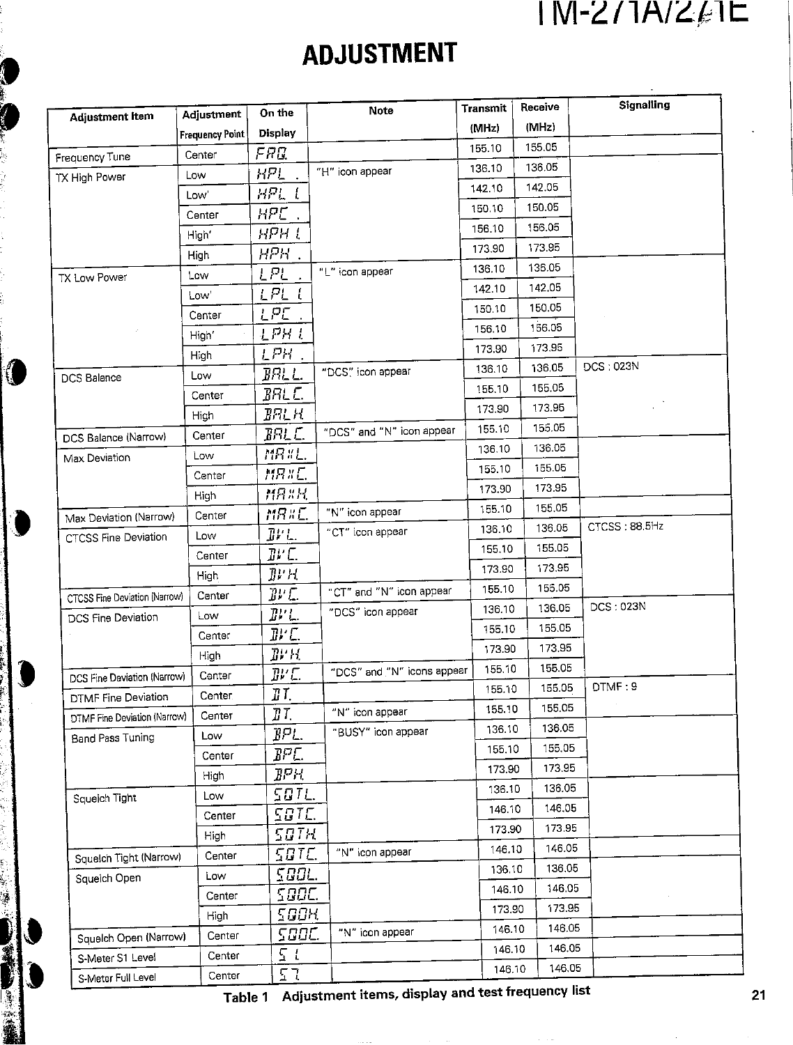# ADJUSTMENT

| Adjustment Item | Adjustment Frequency Point | On the Display | Note | Transmit (MHz) | Receive (MHz) | Signalling |
|---|---|---|---|---|---|---|
| Frequency Tune | Center | FRQ. | | 155.10 | 155.05 | |
| TX High Power | Low | HPL . | "H" icon appear | 136.10 | 136.05 | |
| | Low' | HPL L | | 142.10 | 142.05 | |
| | Center | HPC . | | 150.10 | 150.05 | |
| | High' | HPH L | | 156.10 | 156.05 | |
| | High | HPH . | | 173.90 | 173.95 | |
| TX Low Power | Low | LPL . | "L" icon appear | 136.10 | 136.05 | |
| | Low' | LPL L | | 142.10 | 142.05 | |
| | Center | LPC . | | 150.10 | 150.05 | |
| | High' | LPH L | | 156.10 | 156.05 | |
| | High | LPH . | | 173.90 | 173.95 | |
| DCS Balance | Low | BALL. | "DCS" icon appear | 136.10 | 136.05 | DCS : 023N |
| | Center | BALC. | | 155.10 | 155.05 | |
| | High | BALH. | | 173.90 | 173.95 | |
| DCS Balance (Narrow) | Center | BALC. | "DCS" and "N" icon appear | 155.10 | 155.05 | |
| Max Deviation | Low | MAXL. | | 136.10 | 136.05 | |
| | Center | MAXC. | | 155.10 | 155.05 | |
| | High | MAXH. | | 173.90 | 173.95 | |
| Max Deviation (Narrow) | Center | MAXC. | "N" icon appear | 155.10 | 155.05 | |
| CTCSS Fine Deviation | Low | DVL. | "CT" icon appear | 136.10 | 136.05 | CTCSS : 88.5Hz |
| | Center | DVC. | | 155.10 | 155.05 | |
| | High | DVH. | | 173.90 | 173.95 | |
| CTCSS Fine Deviation (Narrow) | Center | DVC. | "CT" and "N" icon appear | 155.10 | 155.05 | |
| DCS Fine Deviation | Low | DVL. | "DCS" icon appear | 136.10 | 136.05 | DCS : 023N |
| | Center | DVC. | | 155.10 | 155.05 | |
| | High | DVH. | | 173.90 | 173.95 | |
| DCS Fine Deviation (Narrow) | Center | DVC. | "DCS" and "N" icons appear | 155.10 | 155.05 | |
| DTMF Fine Deviation | Center | DT. | | 155.10 | 155.05 | DTMF : 9 |
| DTMF Fine Deviation (Narrow) | Center | DT. | "N" icon appear | 155.10 | 155.05 | |
| Band Pass Tuning | Low | BPL. | "BUSY" icon appear | 136.10 | 136.05 | |
| | Center | BPC. | | 155.10 | 155.05 | |
| | High | BPH. | | 173.90 | 173.95 | |
| Squelch Tight | Low | SQTL. | | 136.10 | 136.05 | |
| | Center | SQTC. | | 146.10 | 146.05 | |
| | High | SQTH. | | 173.90 | 173.95 | |
| Squelch Tight (Narrow) | Center | SQTC. | "N" icon appear | 146.10 | 146.05 | |
| Squelch Open | Low | SQOL. | | 136.10 | 136.05 | |
| | Center | SQOC. | | 146.10 | 146.05 | |
| | High | SQOH. | | 173.90 | 173.95 | |
| Squelch Open (Narrow) | Center | SQOC. | "N" icon appear | 146.10 | 146.05 | |
| S-Meter S1 Level | Center | S 1 | | 146.10 | 146.05 | |
| S-Meter Full Level | Center | S 7 | | 146.10 | 146.05 | |

Table 1 Adjustment items, display and test frequency list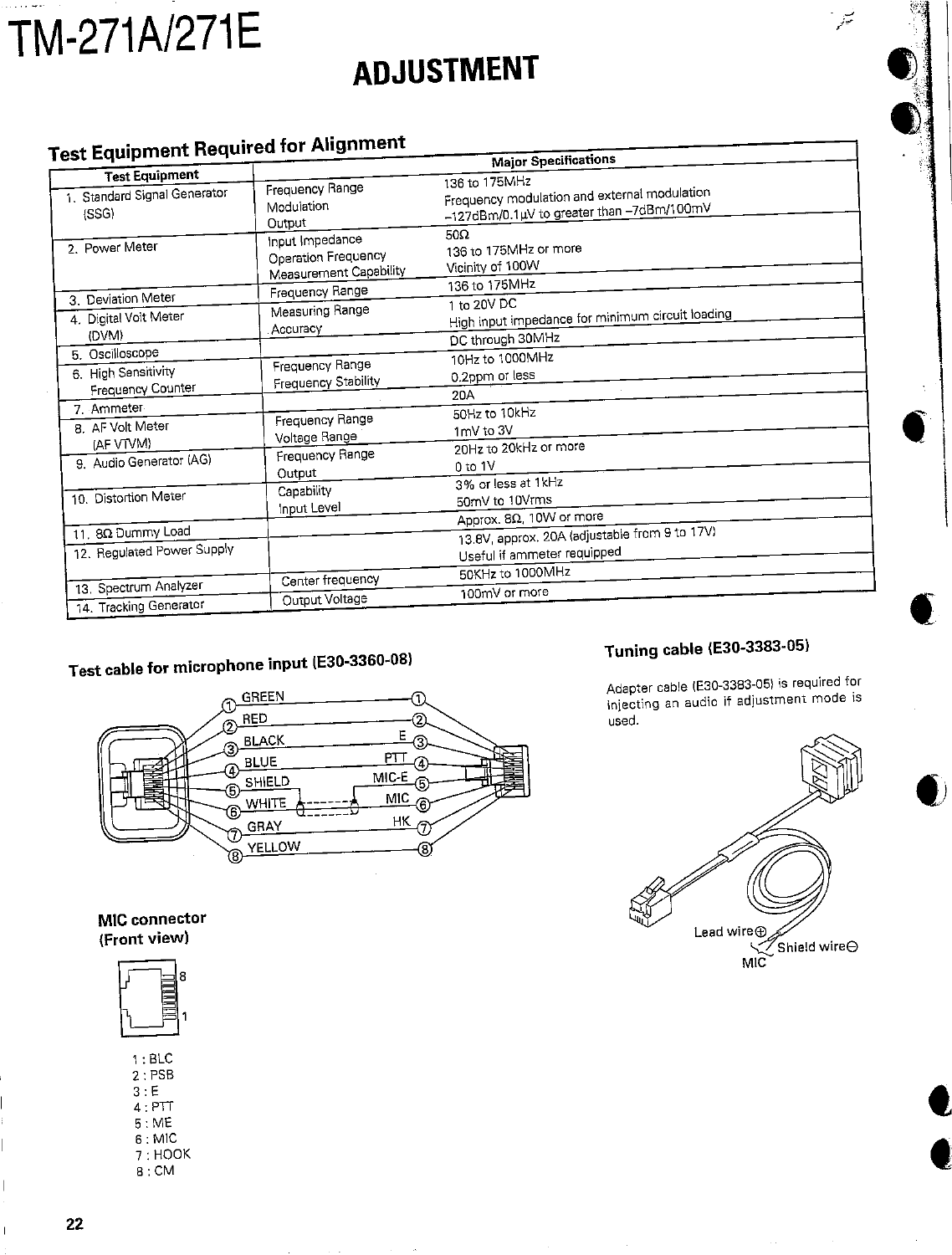# TM-271A/271E

# ADJUSTMENT

## Test Equipment Required for Alignment

| Test Equipment | Major Specifications | |
|---|---|---|
| 1. Standard Signal Generator (SSG) | Frequency Range<br>Modulation<br>Output | 136 to 175MHz<br>Frequency modulation and external modulation<br>–127dBm/0.1µV to greater than –7dBm/100mV |
| 2. Power Meter | Input Impedance<br>Operation Frequency<br>Measurement Capability | 50Ω<br>136 to 175MHz or more<br>Vicinity of 100W |
| 3. Deviation Meter | Frequency Range | 136 to 175MHz |
| 4. Digital Volt Meter (DVM) | Measuring Range<br>Accuracy | 1 to 20V DC<br>High input impedance for minimum circuit loading |
| 5. Oscilloscope | | DC through 30MHz |
| 6. High Sensitivity Frequency Counter | Frequency Range<br>Frequency Stability | 10Hz to 1000MHz<br>0.2ppm or less |
| 7. Ammeter | | 20A |
| 8. AF Volt Meter (AF VTVM) | Frequency Range<br>Voltage Range | 50Hz to 10kHz<br>1mV to 3V |
| 9. Audio Generator (AG) | Frequency Range<br>Output | 20Hz to 20kHz or more<br>0 to 1V |
| 10. Distortion Meter | Capability<br>Input Level | 3% or less at 1kHz<br>50mV to 10Vrms |
| 11. 8Ω Dummy Load | | Approx. 8Ω, 10W or more |
| 12. Regulated Power Supply | | 13.8V, approx. 20A (adjustable from 9 to 17V)<br>Useful if ammeter requipped |
| 13. Spectrum Analyzer | Center frequency | 50KHz to 1000MHz |
| 14. Tracking Generator | Output Voltage | 100mV or more |

### Test cable for microphone input (E30-3360-08)

| Pin | Wire | Signal | Pin |
|---|---|---|---|
| 1 | GREEN | | 1 |
| 2 | RED | | 2 |
| 3 | BLACK | E | 3 |
| 4 | BLUE | PTT | 4 |
| 5 | SHIELD | MIC-E | 5 |
| 6 | WHITE | MIC | 6 |
| 7 | GRAY | HK | 7 |
| 8 | YELLOW | | 8 |

**MIC connector (Front view)**

1 : BLC
2 : PSB
3 : E
4 : PTT
5 : ME
6 : MIC
7 : HOOK
8 : CM

### Tuning cable (E30-3383-05)

Adapter cable (E30-3383-05) is required for injecting an audio if adjustment mode is used.

Lead wire⊕
Shield wire⊖
MIC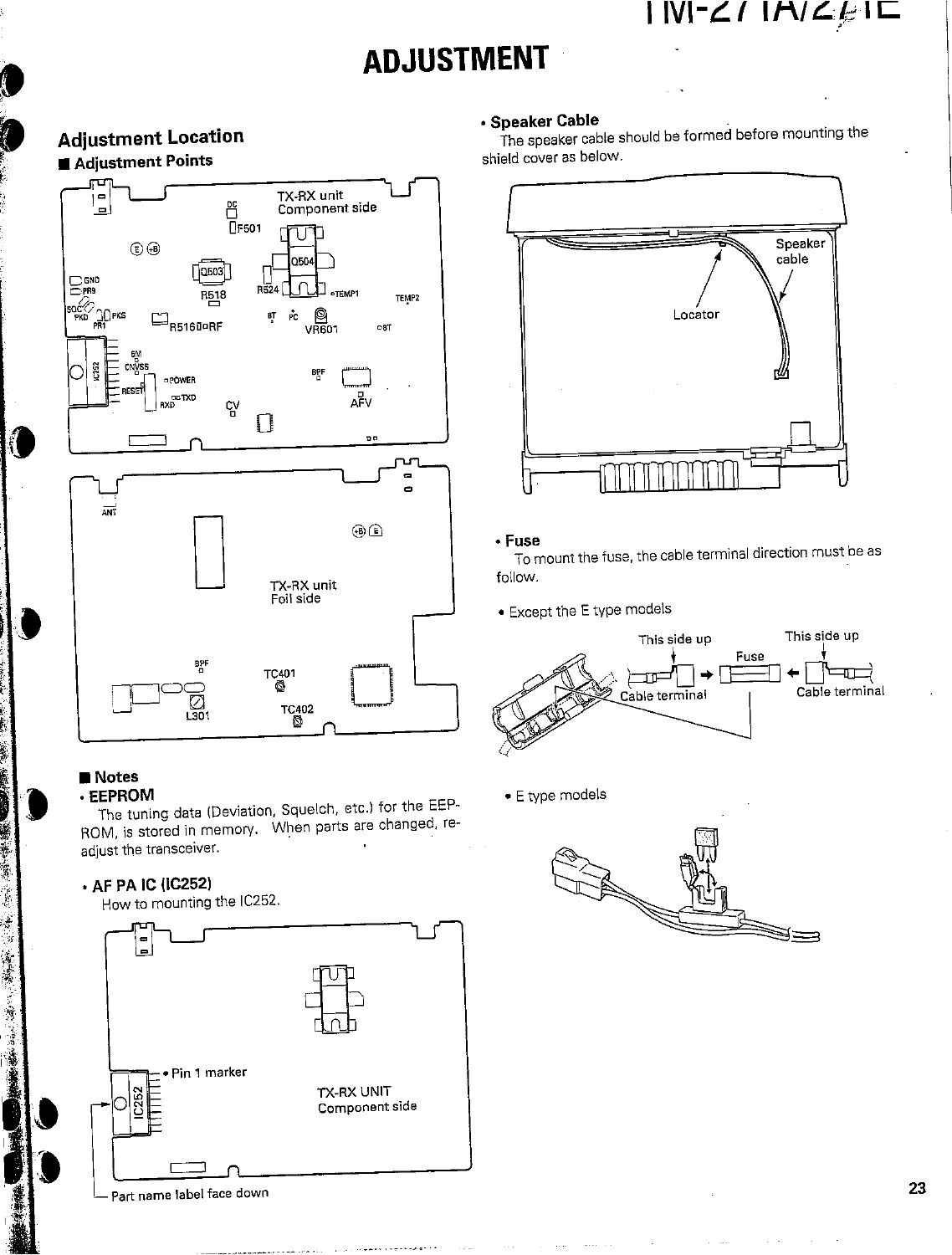# ADJUSTMENT

## Adjustment Location

### ■ Adjustment Points

TX-RX unit
Component side

DC, F501, Q503, Q504, R518, R524, TEMP1, TEMP2, GND, PR9, SQC, PKD, PR1, PKS, R516, RF, 8T, PC, VR601, 8T, 5M, CNVSS, RESET, POWER, TXD, RXD, CV, BPF, AFV, IC252

ANT

TX-RX unit
Foil side

BPF, TC401, TC402, L301

### ■ Notes

**• EEPROM**

The tuning data (Deviation, Squelch, etc.) for the EEPROM, is stored in memory. When parts are changed, re-adjust the transceiver.

**• AF PA IC (IC252)**

How to mounting the IC252.

TX-RX UNIT
Component side

• Pin 1 marker

IC252

Part name label face down

**• Speaker Cable**

The speaker cable should be formed before mounting the shield cover as below.

Speaker cable

Locator

**• Fuse**

To mount the fuse, the cable terminal direction must be as follow.

• Except the E type models

This side up — Fuse — This side up

Cable terminal — Cable terminal

• E type models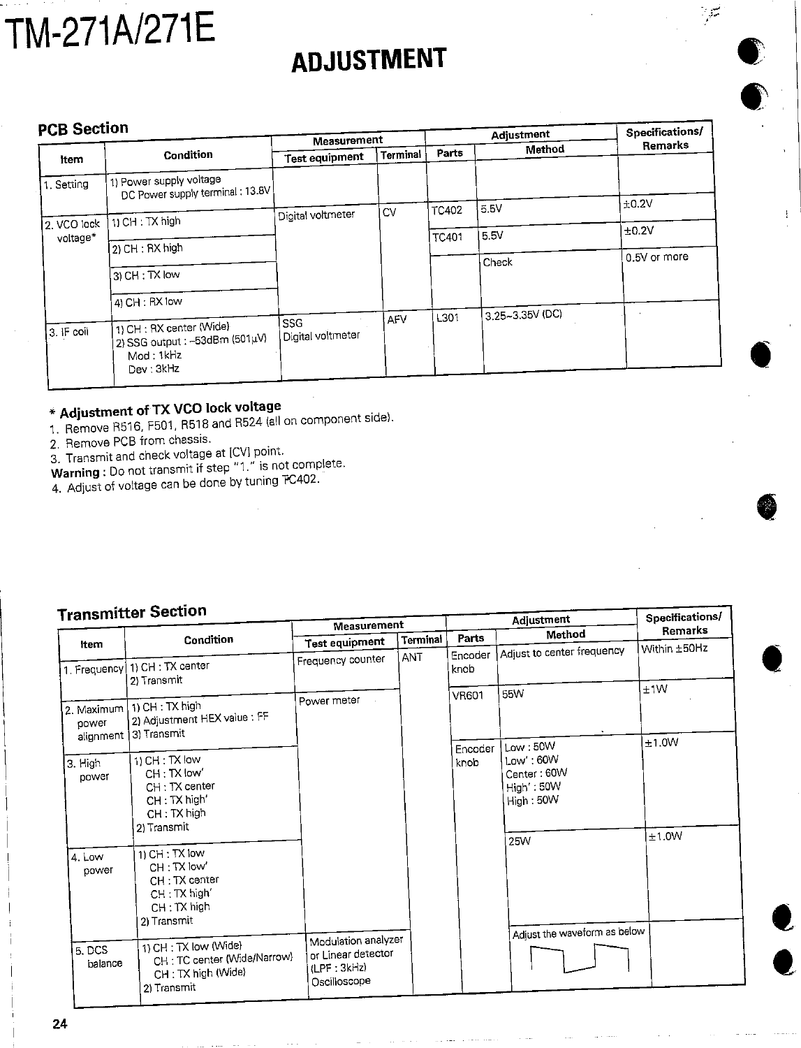# ADJUSTMENT

## PCB Section

| Item | Condition | Measurement | | Adjustment | | Specifications/ Remarks |
|---|---|---|---|---|---|---|
| | | Test equipment | Terminal | Parts | Method | |
| 1. Setting | 1) Power supply voltage<br>DC Power supply terminal : 13.8V | | | | | |
| 2. VCO lock voltage* | 1) CH : TX high | Digital voltmeter | CV | TC402 | 5.5V | ±0.2V |
| | 2) CH : RX high | | | TC401 | 5.5V | ±0.2V |
| | 3) CH : TX low | | | | Check | 0.5V or more |
| | 4) CH : RX low | | | | | |
| 3. IF coil | 1) CH : RX center (Wide)<br>2) SSG output : −53dBm (501μV)<br>Mod : 1kHz<br>Dev : 3kHz | SSG<br>Digital voltmeter | AFV | L301 | 3.25~3.35V (DC) | |

**\* Adjustment of TX VCO lock voltage**

1. Remove R516, F501, R518 and R524 (all on component side).
2. Remove PCB from chassis.
3. Transmit and check voltage at [CV] point.

**Warning** : Do not transmit if step "1." is not complete.

4. Adjust of voltage can be done by tuning TC402.

## Transmitter Section

| Item | Condition | Measurement | | Adjustment | | Specifications/ Remarks |
|---|---|---|---|---|---|---|
| | | Test equipment | Terminal | Parts | Method | |
| 1. Frequency | 1) CH : TX center<br>2) Transmit | Frequency counter | ANT | Encoder knob | Adjust to center frequency | Within ±50Hz |
| 2. Maximum power alignment | 1) CH : TX high<br>2) Adjustment HEX value : FF<br>3) Transmit | Power meter | | VR601 | 55W | ±1W |
| 3. High power | 1) CH : TX low<br>CH : TX low'<br>CH : TX center<br>CH : TX high'<br>CH : TX high<br>2) Transmit | | | Encoder knob | Low : 50W<br>Low' : 60W<br>Center : 60W<br>High' : 50W<br>High : 50W | ±1.0W |
| 4. Low power | 1) CH : TX low<br>CH : TX low'<br>CH : TX center<br>CH : TX high'<br>CH : TX high<br>2) Transmit | | | | 25W | ±1.0W |
| 5. DCS balance | 1) CH : TX low (Wide)<br>CH : TC center (Wide/Narrow)<br>CH : TX high (Wide)<br>2) Transmit | Modulation analyzer or Linear detector (LPF : 3kHz)<br>Oscilloscope | | | Adjust the waveform as below | |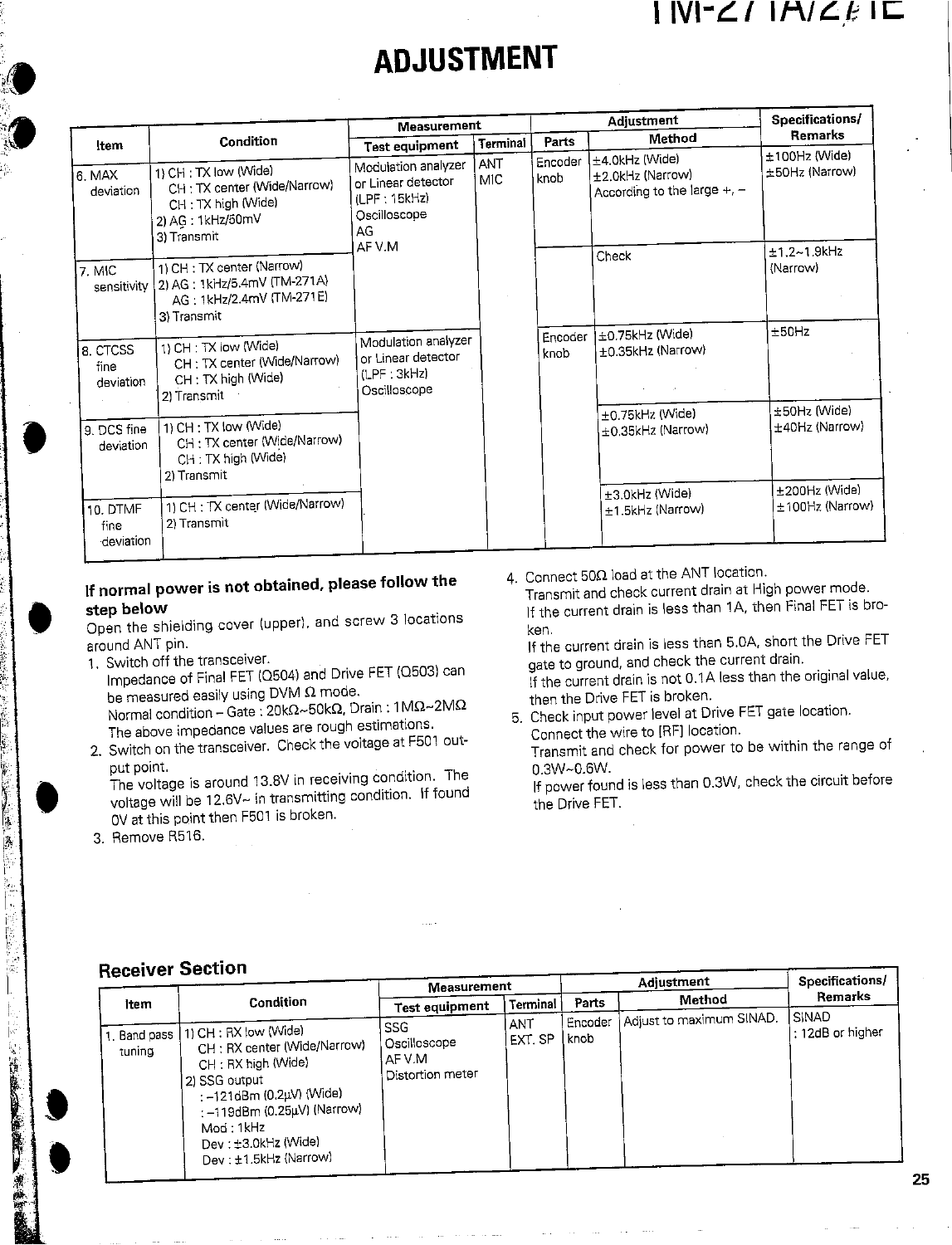# ADJUSTMENT

| Item | Condition | Measurement | | Adjustment | | Specifications/ Remarks |
|---|---|---|---|---|---|---|
| | | Test equipment | Terminal | Parts | Method | |
| 6. MAX deviation | 1) CH : TX low (Wide)<br>CH : TX center (Wide/Narrow)<br>CH : TX high (Wide)<br>2) AG : 1kHz/50mV<br>3) Transmit | Modulation analyzer or Linear detector (LPF : 15kHz)<br>Oscilloscope<br>AG<br>AF V.M | ANT<br>MIC | Encoder knob | ±4.0kHz (Wide)<br>±2.0kHz (Narrow)<br>According to the large +, – | ±100Hz (Wide)<br>±50Hz (Narrow) |
| 7. MIC sensitivity | 1) CH : TX center (Narrow)<br>2) AG : 1kHz/5.4mV (TM-271A)<br>AG : 1kHz/2.4mV (TM-271E)<br>3) Transmit | | | | Check | ±1.2~1.9kHz (Narrow) |
| 8. CTCSS fine deviation | 1) CH : TX low (Wide)<br>CH : TX center (Wide/Narrow)<br>CH : TX high (Wide)<br>2) Transmit | Modulation analyzer or Linear detector (LPF : 3kHz)<br>Oscilloscope | | Encoder knob | ±0.75kHz (Wide)<br>±0.35kHz (Narrow) | ±50Hz |
| 9. DCS fine deviation | 1) CH : TX low (Wide)<br>CH : TX center (Wide/Narrow)<br>CH : TX high (Wide)<br>2) Transmit | | | | ±0.75kHz (Wide)<br>±0.35kHz (Narrow) | ±50Hz (Wide)<br>±40Hz (Narrow) |
| 10. DTMF fine deviation | 1) CH : TX center (Wide/Narrow)<br>2) Transmit | | | | ±3.0kHz (Wide)<br>±1.5kHz (Narrow) | ±200Hz (Wide)<br>±100Hz (Narrow) |

**If normal power is not obtained, please follow the step below**

Open the shielding cover (upper), and screw 3 locations around ANT pin.

1. Switch off the transceiver.
   Impedance of Final FET (Q504) and Drive FET (Q503) can be measured easily using DVM Ω mode.
   Normal condition – Gate : 20kΩ~50kΩ, Drain : 1MΩ~2MΩ
   The above impedance values are rough estimations.
2. Switch on the transceiver. Check the voltage at F501 output point.
   The voltage is around 13.8V in receiving condition. The voltage will be 12.6V~ in transmitting condition. If found 0V at this point then F501 is broken.
3. Remove R516.
4. Connect 50Ω load at the ANT location.
   Transmit and check current drain at High power mode.
   If the current drain is less than 1A, then Final FET is broken.
   If the current drain is less then 5.0A, short the Drive FET gate to ground, and check the current drain.
   If the current drain is not 0.1A less than the original value, then the Drive FET is broken.
5. Check input power level at Drive FET gate location.
   Connect the wire to [RF] location.
   Transmit and check for power to be within the range of 0.3W~0.6W.
   If power found is less than 0.3W, check the circuit before the Drive FET.

## Receiver Section

| Item | Condition | Measurement | | Adjustment | | Specifications/ Remarks |
|---|---|---|---|---|---|---|
| | | Test equipment | Terminal | Parts | Method | |
| 1. Band pass tuning | 1) CH : RX low (Wide)<br>CH : RX center (Wide/Narrow)<br>CH : RX high (Wide)<br>2) SSG output<br>: –121dBm (0.2μV) (Wide)<br>: –119dBm (0.25μV) (Narrow)<br>Mod : 1kHz<br>Dev : ±3.0kHz (Wide)<br>Dev : ±1.5kHz (Narrow) | SSG<br>Oscilloscope<br>AF V.M<br>Distortion meter | ANT<br>EXT. SP | Encoder knob | Adjust to maximum SINAD. | SINAD<br>: 12dB or higher |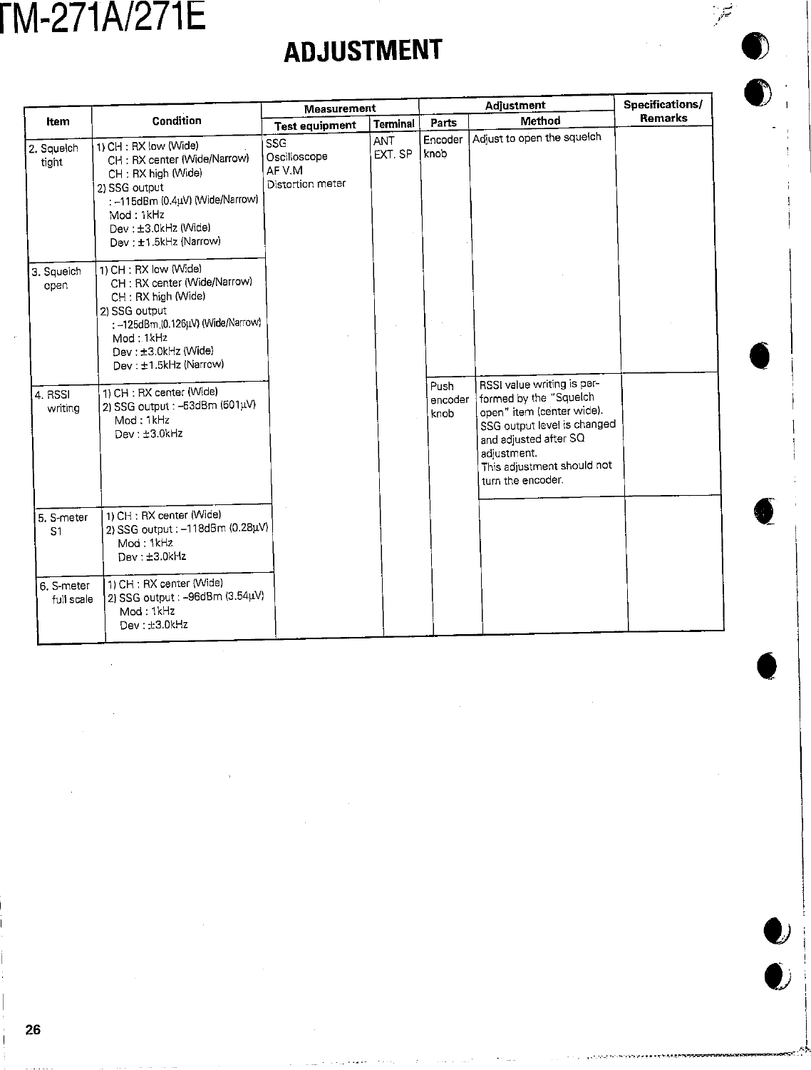## ADJUSTMENT

| Item | Condition | Measurement | | Adjustment | | Specifications/ Remarks |
|---|---|---|---|---|---|---|
| | | Test equipment | Terminal | Parts | Method | |
| 2. Squelch tight | 1) CH : RX low (Wide)<br>CH : RX center (Wide/Narrow)<br>CH : RX high (Wide)<br>2) SSG output<br>: –115dBm (0.4µV) (Wide/Narrow)<br>Mod : 1kHz<br>Dev : ±3.0kHz (Wide)<br>Dev : ±1.5kHz (Narrow) | SSG<br>Oscilloscope<br>AF V.M<br>Distortion meter | ANT<br>EXT. SP | Encoder knob | Adjust to open the squelch | |
| 3. Squelch open | 1) CH : RX low (Wide)<br>CH : RX center (Wide/Narrow)<br>CH : RX high (Wide)<br>2) SSG output<br>: –125dBm (0.126µV) (Wide/Narrow)<br>Mod : 1kHz<br>Dev : ±3.0kHz (Wide)<br>Dev : ±1.5kHz (Narrow) | | | | | |
| 4. RSSI writing | 1) CH : RX center (Wide)<br>2) SSG output : –53dBm (501µV)<br>Mod : 1kHz<br>Dev : ±3.0kHz | | | Push encoder knob | RSSI value writing is performed by the "Squelch open" item (center wide).<br>SSG output level is changed and adjusted after SQ adjustment.<br>This adjustment should not turn the encoder. | |
| 5. S-meter S1 | 1) CH : RX center (Wide)<br>2) SSG output : –118dBm (0.28µV)<br>Mod : 1kHz<br>Dev : ±3.0kHz | | | | | |
| 6. S-meter full scale | 1) CH : RX center (Wide)<br>2) SSG output : –96dBm (3.54µV)<br>Mod : 1kHz<br>Dev : ±3.0kHz | | | | | |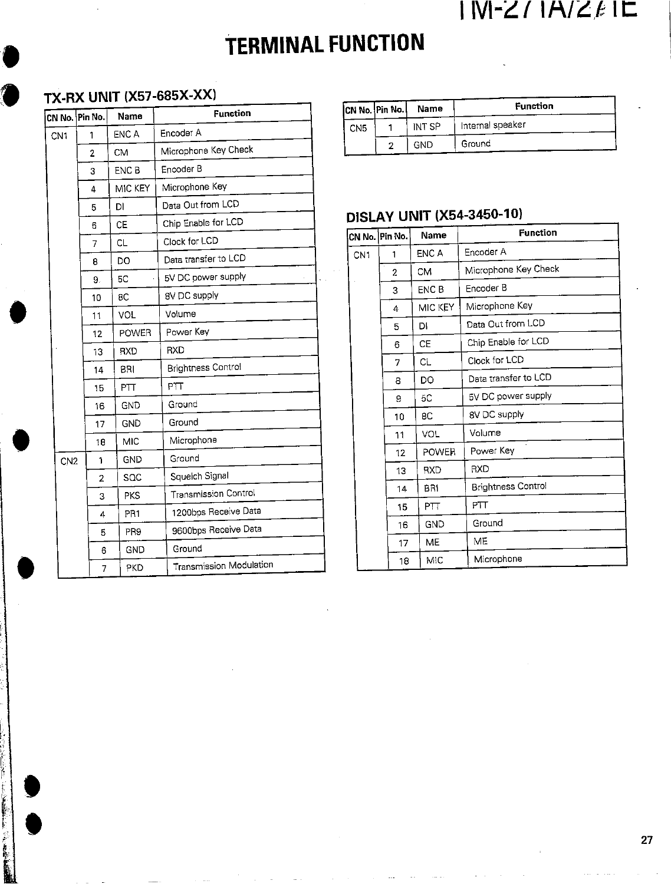# TERMINAL FUNCTION

## TX-RX UNIT (X57-685X-XX)

| CN No. | Pin No. | Name | Function |
| --- | --- | --- | --- |
| CN1 | 1 | ENC A | Encoder A |
| | 2 | CM | Microphone Key Check |
| | 3 | ENC B | Encoder B |
| | 4 | MIC KEY | Microphone Key |
| | 5 | DI | Data Out from LCD |
| | 6 | CE | Chip Enable for LCD |
| | 7 | CL | Clock for LCD |
| | 8 | DO | Data transfer to LCD |
| | 9 | 5C | 5V DC power supply |
| | 10 | 8C | 8V DC supply |
| | 11 | VOL | Volume |
| | 12 | POWER | Power Key |
| | 13 | RXD | RXD |
| | 14 | BRI | Brightness Control |
| | 15 | PTT | PTT |
| | 16 | GND | Ground |
| | 17 | GND | Ground |
| | 18 | MIC | Microphone |
| CN2 | 1 | GND | Ground |
| | 2 | SQC | Squelch Signal |
| | 3 | PKS | Transmission Control |
| | 4 | PR1 | 1200bps Receive Data |
| | 5 | PR9 | 9600bps Receive Data |
| | 6 | GND | Ground |
| | 7 | PKD | Transmission Modulation |

| CN No. | Pin No. | Name | Function |
| --- | --- | --- | --- |
| CN5 | 1 | INT SP | Internal speaker |
| | 2 | GND | Ground |

## DISLAY UNIT (X54-3450-10)

| CN No. | Pin No. | Name | Function |
| --- | --- | --- | --- |
| CN1 | 1 | ENC A | Encoder A |
| | 2 | CM | Microphone Key Check |
| | 3 | ENC B | Encoder B |
| | 4 | MIC KEY | Microphone Key |
| | 5 | DI | Data Out from LCD |
| | 6 | CE | Chip Enable for LCD |
| | 7 | CL | Clock for LCD |
| | 8 | DO | Data transfer to LCD |
| | 9 | 5C | 5V DC power supply |
| | 10 | 8C | 8V DC supply |
| | 11 | VOL | Volume |
| | 12 | POWER | Power Key |
| | 13 | RXD | RXD |
| | 14 | BRI | Brightness Control |
| | 15 | PTT | PTT |
| | 16 | GND | Ground |
| | 17 | ME | ME |
| | 18 | MIC | Microphone |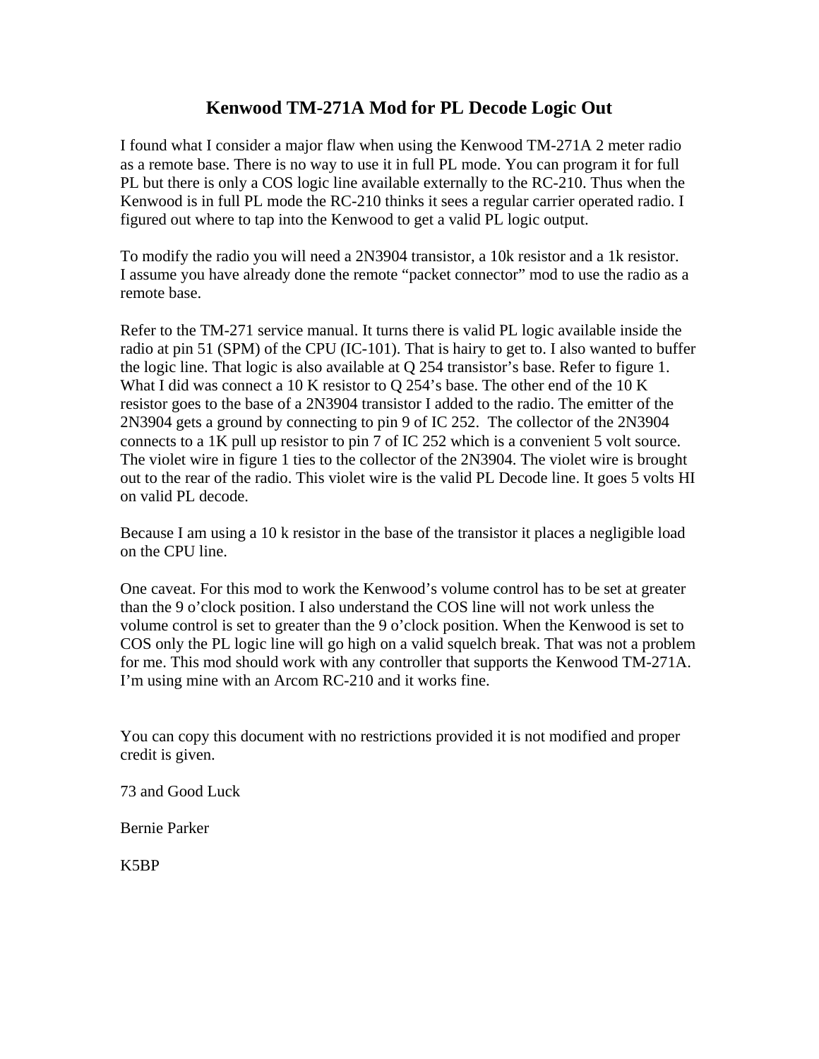# Kenwood TM-271A Mod for PL Decode Logic Out

I found what I consider a major flaw when using the Kenwood TM-271A 2 meter radio as a remote base. There is no way to use it in full PL mode. You can program it for full PL but there is only a COS logic line available externally to the RC-210. Thus when the Kenwood is in full PL mode the RC-210 thinks it sees a regular carrier operated radio. I figured out where to tap into the Kenwood to get a valid PL logic output.

To modify the radio you will need a 2N3904 transistor, a 10k resistor and a 1k resistor. I assume you have already done the remote “packet connector” mod to use the radio as a remote base.

Refer to the TM-271 service manual. It turns there is valid PL logic available inside the radio at pin 51 (SPM) of the CPU (IC-101). That is hairy to get to. I also wanted to buffer the logic line. That logic is also available at Q 254 transistor’s base. Refer to figure 1. What I did was connect a 10 K resistor to Q 254’s base. The other end of the 10 K resistor goes to the base of a 2N3904 transistor I added to the radio. The emitter of the 2N3904 gets a ground by connecting to pin 9 of IC 252. The collector of the 2N3904 connects to a 1K pull up resistor to pin 7 of IC 252 which is a convenient 5 volt source. The violet wire in figure 1 ties to the collector of the 2N3904. The violet wire is brought out to the rear of the radio. This violet wire is the valid PL Decode line. It goes 5 volts HI on valid PL decode.

Because I am using a 10 k resistor in the base of the transistor it places a negligible load on the CPU line.

One caveat. For this mod to work the Kenwood’s volume control has to be set at greater than the 9 o’clock position. I also understand the COS line will not work unless the volume control is set to greater than the 9 o’clock position. When the Kenwood is set to COS only the PL logic line will go high on a valid squelch break. That was not a problem for me. This mod should work with any controller that supports the Kenwood TM-271A. I’m using mine with an Arcom RC-210 and it works fine.

You can copy this document with no restrictions provided it is not modified and proper credit is given.

73 and Good Luck

Bernie Parker

K5BP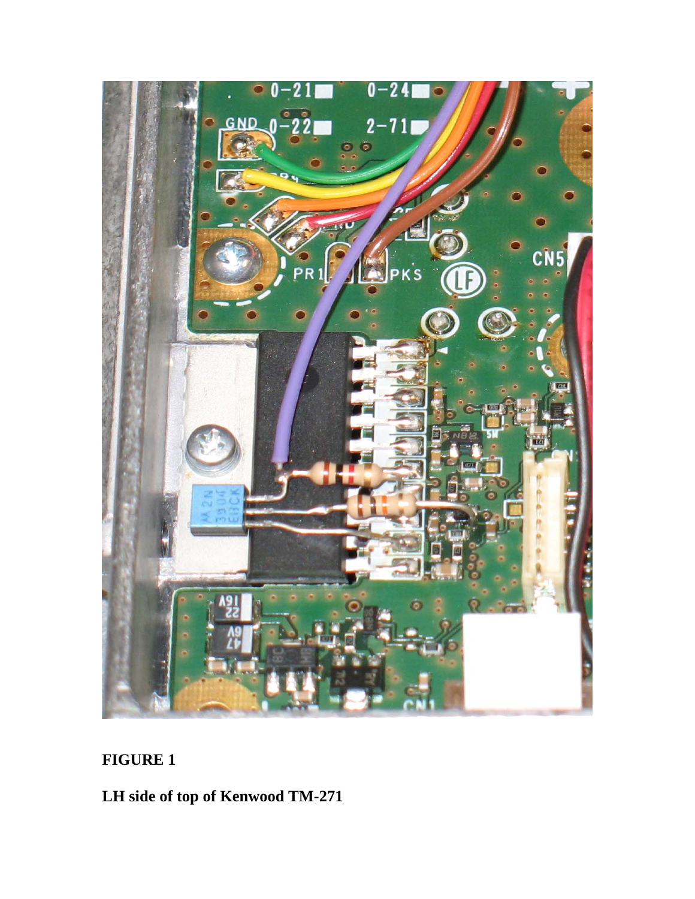**FIGURE 1**

**LH side of top of Kenwood TM-271**